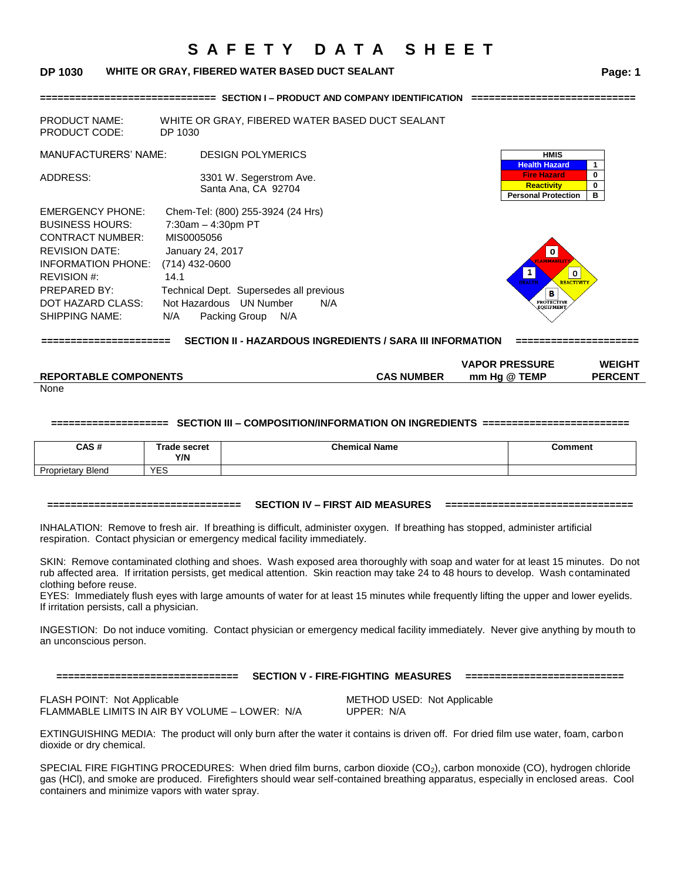# SAFETY DATA SHEET

**DP 1030 WHITE OR GRAY, FIBERED WATER BASED DUCT SEALANT**

## SECTION I – PRODUCT AND COMPANY IDENTIFICATION

PRODUCT NAME: WHITE OR GRAY, FIBERED WATER BASED DUCT SEALANT
PRODUCT CODE: DP 1030

MANUFACTURERS' NAME: DESIGN POLYMERICS

ADDRESS: 3301 W. Segerstrom Ave.
Santa Ana, CA 92704

| HMIS | |
|---|---|
| Health Hazard | 1 |
| Fire Hazard | 0 |
| Reactivity | 0 |
| Personal Protection | B |

EMERGENCY PHONE: Chem-Tel: (800) 255-3924 (24 Hrs)
BUSINESS HOURS: 7:30am – 4:30pm PT
CONTRACT NUMBER: MIS0005056
REVISION DATE: January 24, 2017
INFORMATION PHONE: (714) 432-0600
REVISION #: 14.1
PREPARED BY: Technical Dept. Supersedes all previous
DOT HAZARD CLASS: Not Hazardous UN Number N/A
SHIPPING NAME: N/A Packing Group N/A

NFPA: Flammability 0, Health 1, Reactivity 0, Protective Equipment B

## SECTION II - HAZARDOUS INGREDIENTS / SARA III INFORMATION

| REPORTABLE COMPONENTS | CAS NUMBER | VAPOR PRESSURE mm Hg @ TEMP | WEIGHT PERCENT |
|---|---|---|---|
| None | | | |

## SECTION III – COMPOSITION/INFORMATION ON INGREDIENTS

| CAS # | Trade secret Y/N | Chemical Name | Comment |
|---|---|---|---|
| Proprietary Blend | YES | | |

## SECTION IV – FIRST AID MEASURES

INHALATION: Remove to fresh air. If breathing is difficult, administer oxygen. If breathing has stopped, administer artificial respiration. Contact physician or emergency medical facility immediately.

SKIN: Remove contaminated clothing and shoes. Wash exposed area thoroughly with soap and water for at least 15 minutes. Do not rub affected area. If irritation persists, get medical attention. Skin reaction may take 24 to 48 hours to develop. Wash contaminated clothing before reuse.

EYES: Immediately flush eyes with large amounts of water for at least 15 minutes while frequently lifting the upper and lower eyelids. If irritation persists, call a physician.

INGESTION: Do not induce vomiting. Contact physician or emergency medical facility immediately. Never give anything by mouth to an unconscious person.

## SECTION V - FIRE-FIGHTING MEASURES

FLASH POINT: Not Applicable
METHOD USED: Not Applicable
FLAMMABLE LIMITS IN AIR BY VOLUME – LOWER: N/A
UPPER: N/A

EXTINGUISHING MEDIA: The product will only burn after the water it contains is driven off. For dried film use water, foam, carbon dioxide or dry chemical.

SPECIAL FIRE FIGHTING PROCEDURES: When dried film burns, carbon dioxide ($CO_2$), carbon monoxide (CO), hydrogen chloride gas (HCl), and smoke are produced. Firefighters should wear self-contained breathing apparatus, especially in enclosed areas. Cool containers and minimize vapors with water spray.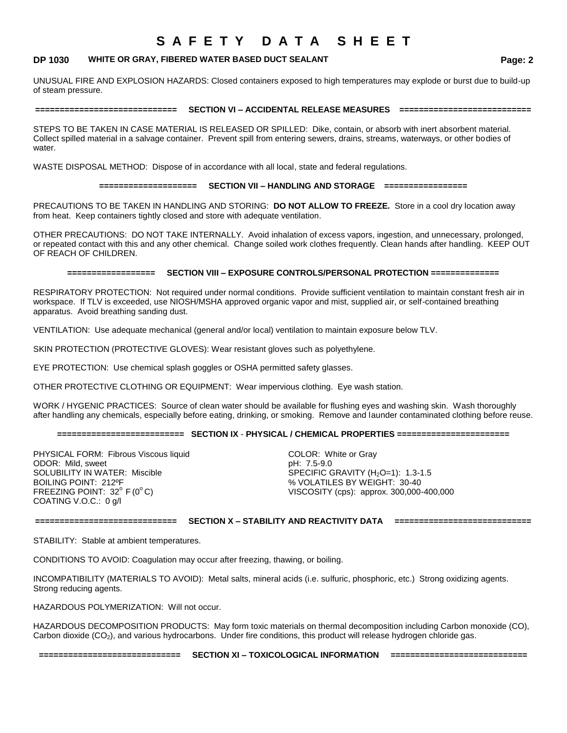UNUSUAL FIRE AND EXPLOSION HAZARDS: Closed containers exposed to high temperatures may explode or burst due to build-up of steam pressure.

## SECTION VI – ACCIDENTAL RELEASE MEASURES

STEPS TO BE TAKEN IN CASE MATERIAL IS RELEASED OR SPILLED: Dike, contain, or absorb with inert absorbent material. Collect spilled material in a salvage container. Prevent spill from entering sewers, drains, streams, waterways, or other bodies of water.

WASTE DISPOSAL METHOD: Dispose of in accordance with all local, state and federal regulations.

## SECTION VII – HANDLING AND STORAGE

PRECAUTIONS TO BE TAKEN IN HANDLING AND STORING: **DO NOT ALLOW TO FREEZE.** Store in a cool dry location away from heat. Keep containers tightly closed and store with adequate ventilation.

OTHER PRECAUTIONS: DO NOT TAKE INTERNALLY. Avoid inhalation of excess vapors, ingestion, and unnecessary, prolonged, or repeated contact with this and any other chemical. Change soiled work clothes frequently. Clean hands after handling. KEEP OUT OF REACH OF CHILDREN.

## SECTION VIII – EXPOSURE CONTROLS/PERSONAL PROTECTION

RESPIRATORY PROTECTION: Not required under normal conditions. Provide sufficient ventilation to maintain constant fresh air in workspace. If TLV is exceeded, use NIOSH/MSHA approved organic vapor and mist, supplied air, or self-contained breathing apparatus. Avoid breathing sanding dust.

VENTILATION: Use adequate mechanical (general and/or local) ventilation to maintain exposure below TLV.

SKIN PROTECTION (PROTECTIVE GLOVES): Wear resistant gloves such as polyethylene.

EYE PROTECTION: Use chemical splash goggles or OSHA permitted safety glasses.

OTHER PROTECTIVE CLOTHING OR EQUIPMENT: Wear impervious clothing. Eye wash station.

WORK / HYGENIC PRACTICES: Source of clean water should be available for flushing eyes and washing skin. Wash thoroughly after handling any chemicals, especially before eating, drinking, or smoking. Remove and launder contaminated clothing before reuse.

## SECTION IX - PHYSICAL / CHEMICAL PROPERTIES

PHYSICAL FORM: Fibrous Viscous liquid
ODOR: Mild, sweet
SOLUBILITY IN WATER: Miscible
BOILING POINT: 212ºF
FREEZING POINT: 32º F (0º C)
COATING V.O.C.: 0 g/l

COLOR: White or Gray
pH: 7.5-9.0
SPECIFIC GRAVITY ($H_2O$=1): 1.3-1.5
% VOLATILES BY WEIGHT: 30-40
VISCOSITY (cps): approx. 300,000-400,000

## SECTION X – STABILITY AND REACTIVITY DATA

STABILITY: Stable at ambient temperatures.

CONDITIONS TO AVOID: Coagulation may occur after freezing, thawing, or boiling.

INCOMPATIBILITY (MATERIALS TO AVOID): Metal salts, mineral acids (i.e. sulfuric, phosphoric, etc.) Strong oxidizing agents. Strong reducing agents.

HAZARDOUS POLYMERIZATION: Will not occur.

HAZARDOUS DECOMPOSITION PRODUCTS: May form toxic materials on thermal decomposition including Carbon monoxide (CO), Carbon dioxide ($CO_2$), and various hydrocarbons. Under fire conditions, this product will release hydrogen chloride gas.

## SECTION XI – TOXICOLOGICAL INFORMATION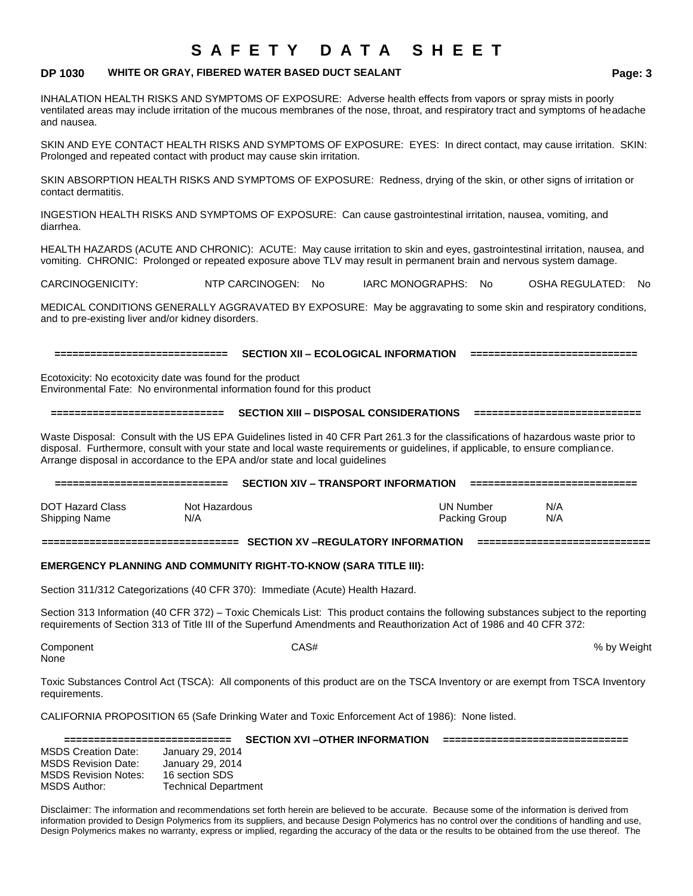INHALATION HEALTH RISKS AND SYMPTOMS OF EXPOSURE: Adverse health effects from vapors or spray mists in poorly ventilated areas may include irritation of the mucous membranes of the nose, throat, and respiratory tract and symptoms of headache and nausea.

SKIN AND EYE CONTACT HEALTH RISKS AND SYMPTOMS OF EXPOSURE: EYES: In direct contact, may cause irritation. SKIN: Prolonged and repeated contact with product may cause skin irritation.

SKIN ABSORPTION HEALTH RISKS AND SYMPTOMS OF EXPOSURE: Redness, drying of the skin, or other signs of irritation or contact dermatitis.

INGESTION HEALTH RISKS AND SYMPTOMS OF EXPOSURE: Can cause gastrointestinal irritation, nausea, vomiting, and diarrhea.

HEALTH HAZARDS (ACUTE AND CHRONIC): ACUTE: May cause irritation to skin and eyes, gastrointestinal irritation, nausea, and vomiting. CHRONIC: Prolonged or repeated exposure above TLV may result in permanent brain and nervous system damage.

CARCINOGENICITY: NTP CARCINOGEN: No IARC MONOGRAPHS: No OSHA REGULATED: No

MEDICAL CONDITIONS GENERALLY AGGRAVATED BY EXPOSURE: May be aggravating to some skin and respiratory conditions, and to pre-existing liver and/or kidney disorders.

## SECTION XII – ECOLOGICAL INFORMATION

Ecotoxicity: No ecotoxicity date was found for the product
Environmental Fate: No environmental information found for this product

## SECTION XIII – DISPOSAL CONSIDERATIONS

Waste Disposal: Consult with the US EPA Guidelines listed in 40 CFR Part 261.3 for the classifications of hazardous waste prior to disposal. Furthermore, consult with your state and local waste requirements or guidelines, if applicable, to ensure compliance. Arrange disposal in accordance to the EPA and/or state and local guidelines

## SECTION XIV – TRANSPORT INFORMATION

| | | | |
|---|---|---|---|
| DOT Hazard Class | Not Hazardous | UN Number | N/A |
| Shipping Name | N/A | Packing Group | N/A |

## SECTION XV –REGULATORY INFORMATION

**EMERGENCY PLANNING AND COMMUNITY RIGHT-TO-KNOW (SARA TITLE III):**

Section 311/312 Categorizations (40 CFR 370): Immediate (Acute) Health Hazard.

Section 313 Information (40 CFR 372) – Toxic Chemicals List: This product contains the following substances subject to the reporting requirements of Section 313 of Title III of the Superfund Amendments and Reauthorization Act of 1986 and 40 CFR 372:

| Component | CAS# | % by Weight |
|---|---|---|
| None | | |

Toxic Substances Control Act (TSCA): All components of this product are on the TSCA Inventory or are exempt from TSCA Inventory requirements.

CALIFORNIA PROPOSITION 65 (Safe Drinking Water and Toxic Enforcement Act of 1986): None listed.

## SECTION XVI –OTHER INFORMATION

MSDS Creation Date: January 29, 2014
MSDS Revision Date: January 29, 2014
MSDS Revision Notes: 16 section SDS
MSDS Author: Technical Department

Disclaimer: The information and recommendations set forth herein are believed to be accurate. Because some of the information is derived from information provided to Design Polymerics from its suppliers, and because Design Polymerics has no control over the conditions of handling and use, Design Polymerics makes no warranty, express or implied, regarding the accuracy of the data or the results to be obtained from the use thereof. The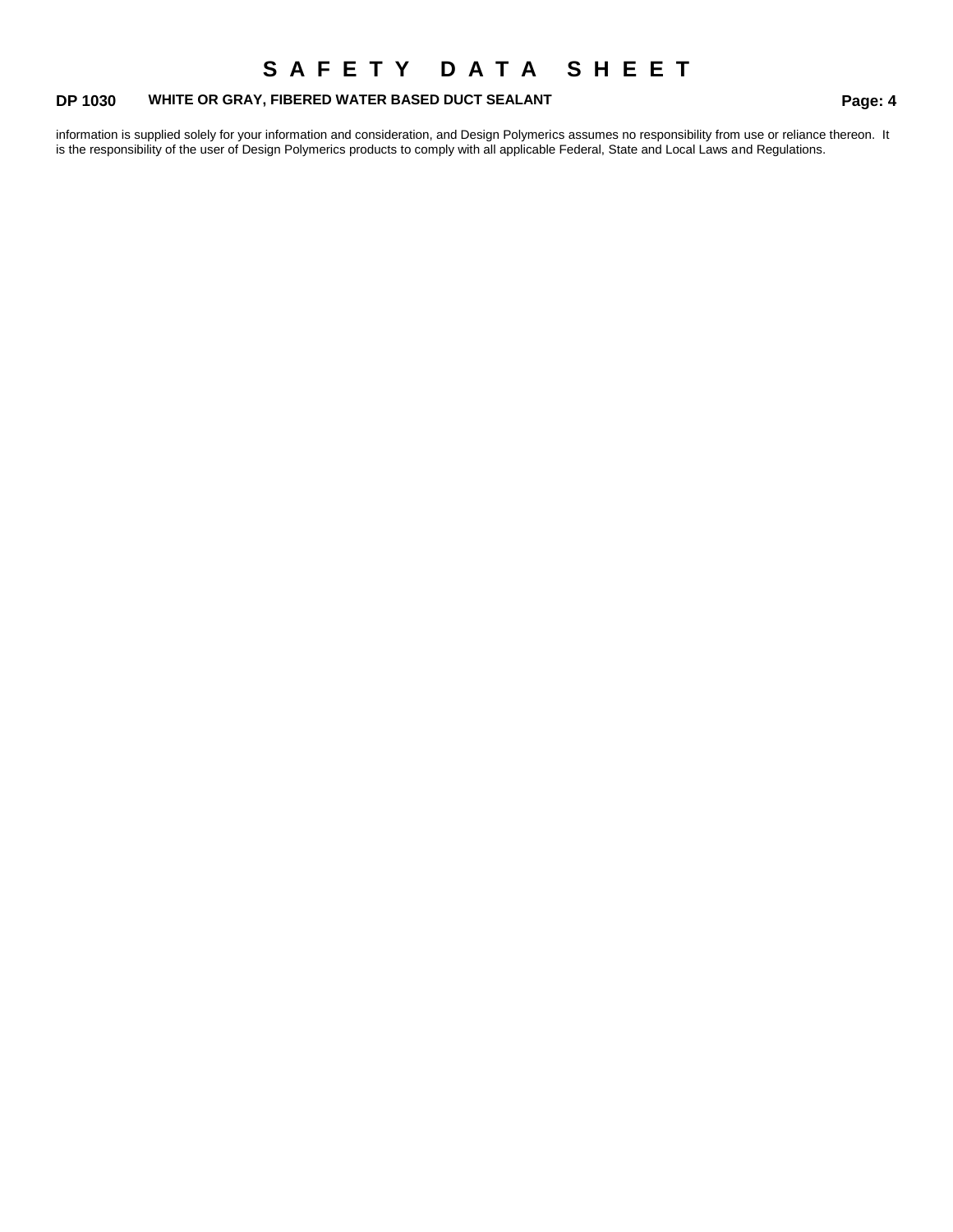information is supplied solely for your information and consideration, and Design Polymerics assumes no responsibility from use or reliance thereon. It is the responsibility of the user of Design Polymerics products to comply with all applicable Federal, State and Local Laws and Regulations.